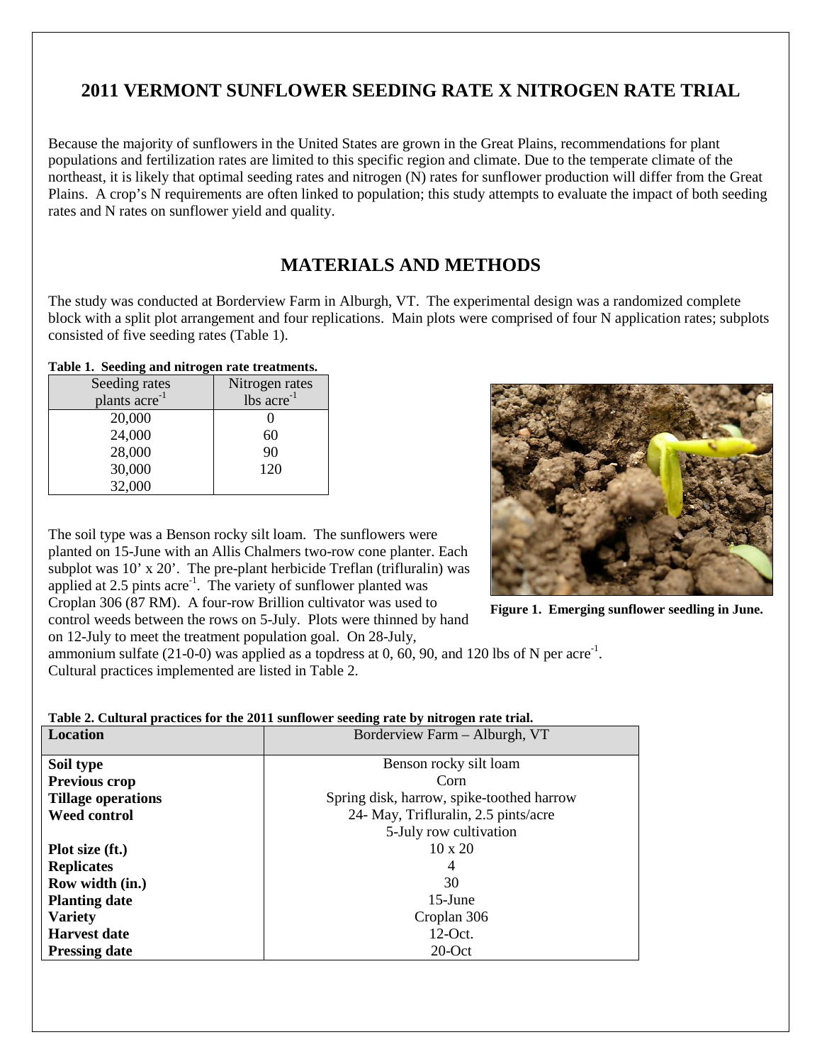# 2011 VERMONT SUNFLOWER SEEDING RATE X NITROGEN RATE TRIAL

Because the majority of sunflowers in the United States are grown in the Great Plains, recommendations for plant populations and fertilization rates are limited to this specific region and climate. Due to the temperate climate of the northeast, it is likely that optimal seeding rates and nitrogen (N) rates for sunflower production will differ from the Great Plains. A crop's N requirements are often linked to population; this study attempts to evaluate the impact of both seeding rates and N rates on sunflower yield and quality.

## MATERIALS AND METHODS

The study was conducted at Borderview Farm in Alburgh, VT. The experimental design was a randomized complete block with a split plot arrangement and four replications. Main plots were comprised of four N application rates; subplots consisted of five seeding rates (Table 1).

**Table 1. Seeding and nitrogen rate treatments.**

| Seeding rates plants acre$^{-1}$ | Nitrogen rates lbs acre$^{-1}$ |
|---|---|
| 20,000 | 0 |
| 24,000 | 60 |
| 28,000 | 90 |
| 30,000 | 120 |
| 32,000 | |

The soil type was a Benson rocky silt loam. The sunflowers were planted on 15-June with an Allis Chalmers two-row cone planter. Each subplot was 10' x 20'. The pre-plant herbicide Treflan (trifluralin) was applied at 2.5 pints acre$^{-1}$. The variety of sunflower planted was Croplan 306 (87 RM). A four-row Brillion cultivator was used to control weeds between the rows on 5-July. Plots were thinned by hand on 12-July to meet the treatment population goal. On 28-July, ammonium sulfate (21-0-0) was applied as a topdress at 0, 60, 90, and 120 lbs of N per acre$^{-1}$. Cultural practices implemented are listed in Table 2.

**Figure 1. Emerging sunflower seedling in June.**

**Table 2. Cultural practices for the 2011 sunflower seeding rate by nitrogen rate trial.**

| **Location** | Borderview Farm – Alburgh, VT |
|---|---|
| **Soil type** | Benson rocky silt loam |
| **Previous crop** | Corn |
| **Tillage operations** | Spring disk, harrow, spike-toothed harrow |
| **Weed control** | 24- May, Trifluralin, 2.5 pints/acre<br>5-July row cultivation |
| **Plot size (ft.)** | 10 x 20 |
| **Replicates** | 4 |
| **Row width (in.)** | 30 |
| **Planting date** | 15-June |
| **Variety** | Croplan 306 |
| **Harvest date** | 12-Oct. |
| **Pressing date** | 20-Oct |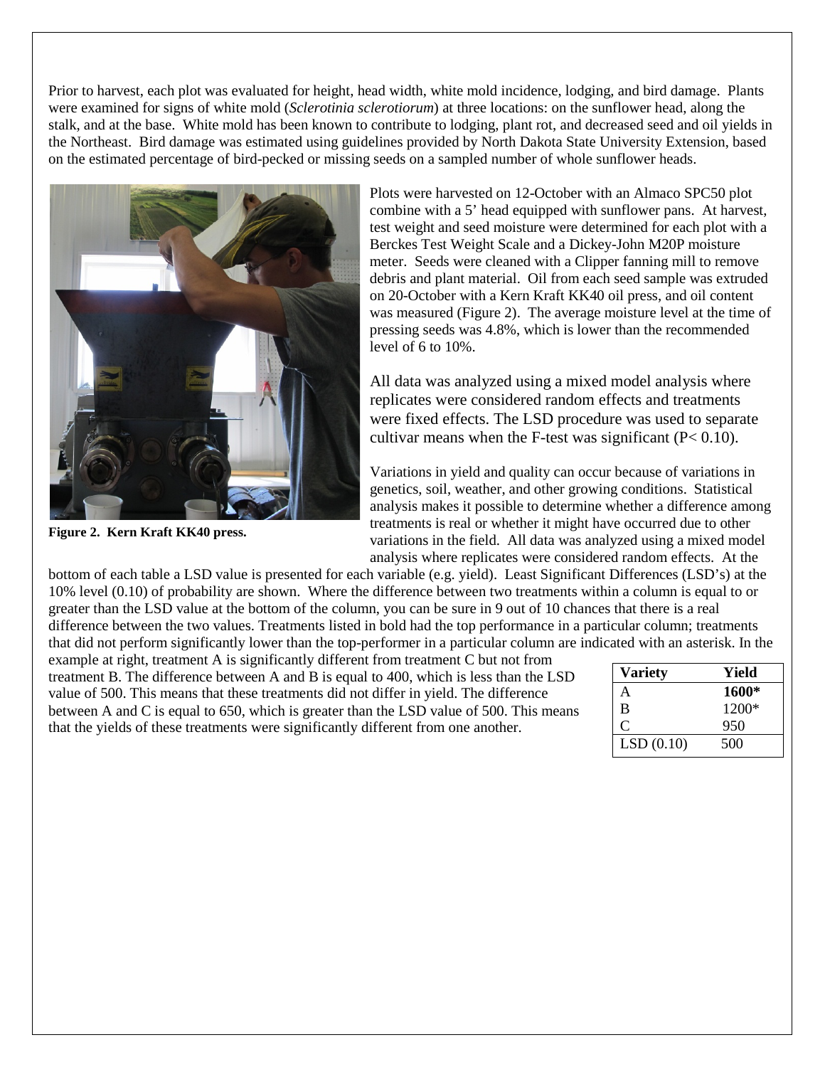Prior to harvest, each plot was evaluated for height, head width, white mold incidence, lodging, and bird damage. Plants were examined for signs of white mold (*Sclerotinia sclerotiorum*) at three locations: on the sunflower head, along the stalk, and at the base. White mold has been known to contribute to lodging, plant rot, and decreased seed and oil yields in the Northeast. Bird damage was estimated using guidelines provided by North Dakota State University Extension, based on the estimated percentage of bird-pecked or missing seeds on a sampled number of whole sunflower heads.

**Figure 2. Kern Kraft KK40 press.**

Plots were harvested on 12-October with an Almaco SPC50 plot combine with a 5' head equipped with sunflower pans. At harvest, test weight and seed moisture were determined for each plot with a Berckes Test Weight Scale and a Dickey-John M20P moisture meter. Seeds were cleaned with a Clipper fanning mill to remove debris and plant material. Oil from each seed sample was extruded on 20-October with a Kern Kraft KK40 oil press, and oil content was measured (Figure 2). The average moisture level at the time of pressing seeds was 4.8%, which is lower than the recommended level of 6 to 10%.

All data was analyzed using a mixed model analysis where replicates were considered random effects and treatments were fixed effects. The LSD procedure was used to separate cultivar means when the F-test was significant ($P < 0.10$).

Variations in yield and quality can occur because of variations in genetics, soil, weather, and other growing conditions. Statistical analysis makes it possible to determine whether a difference among treatments is real or whether it might have occurred due to other variations in the field. All data was analyzed using a mixed model analysis where replicates were considered random effects. At the bottom of each table a LSD value is presented for each variable (e.g. yield). Least Significant Differences (LSD's) at the 10% level (0.10) of probability are shown. Where the difference between two treatments within a column is equal to or greater than the LSD value at the bottom of the column, you can be sure in 9 out of 10 chances that there is a real difference between the two values. Treatments listed in bold had the top performance in a particular column; treatments that did not perform significantly lower than the top-performer in a particular column are indicated with an asterisk. In the example at right, treatment A is significantly different from treatment C but not from treatment B. The difference between A and B is equal to 400, which is less than the LSD value of 500. This means that these treatments did not differ in yield. The difference between A and C is equal to 650, which is greater than the LSD value of 500. This means that the yields of these treatments were significantly different from one another.

| Variety | Yield |
|---|---|
| A | **1600*** |
| B | 1200* |
| C | 950 |
| LSD (0.10) | 500 |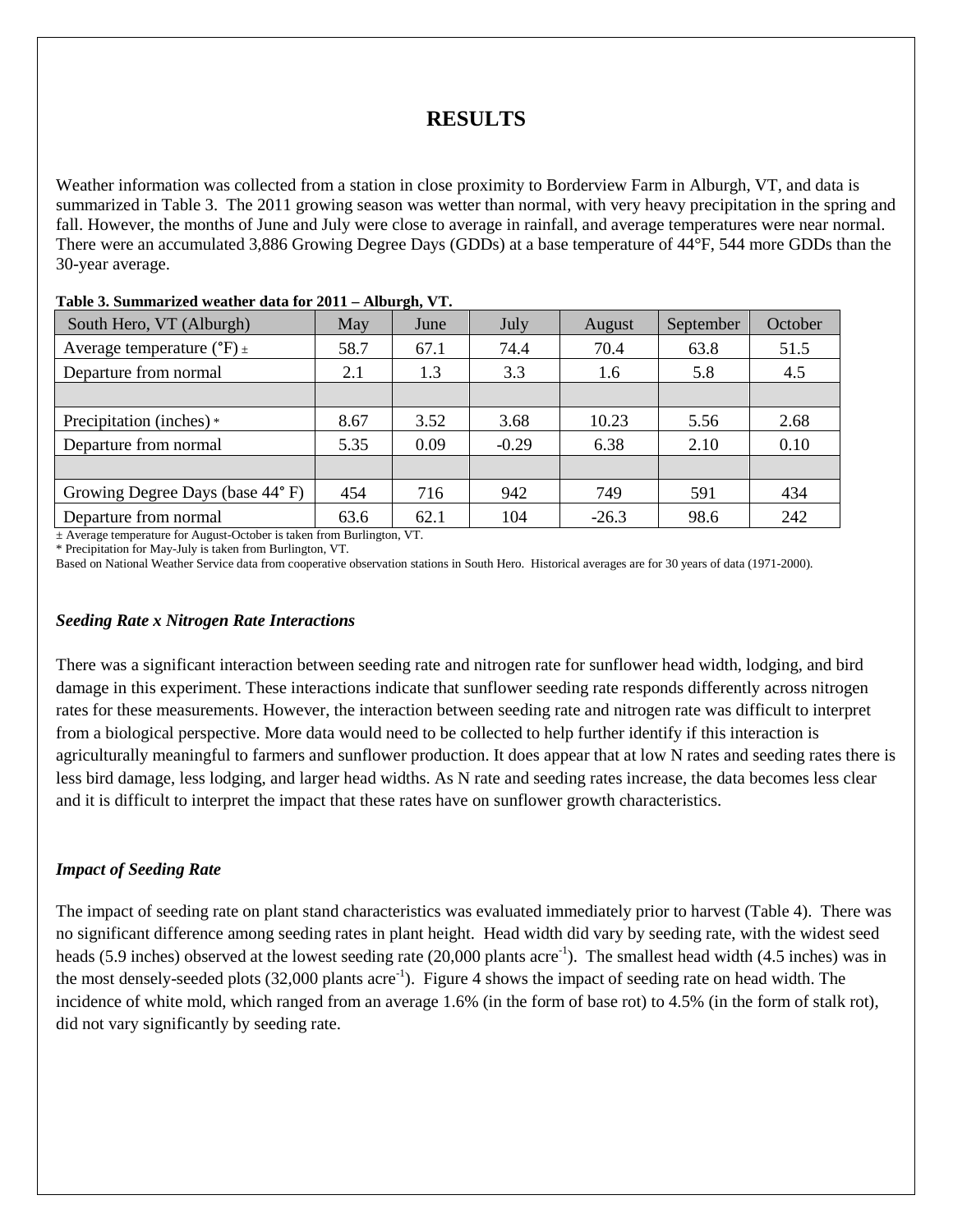# RESULTS

Weather information was collected from a station in close proximity to Borderview Farm in Alburgh, VT, and data is summarized in Table 3. The 2011 growing season was wetter than normal, with very heavy precipitation in the spring and fall. However, the months of June and July were close to average in rainfall, and average temperatures were near normal. There were an accumulated 3,886 Growing Degree Days (GDDs) at a base temperature of 44°F, 544 more GDDs than the 30-year average.

**Table 3. Summarized weather data for 2011 – Alburgh, VT.**

| South Hero, VT (Alburgh) | May | June | July | August | September | October |
|---|---|---|---|---|---|---|
| Average temperature (°F) ± | 58.7 | 67.1 | 74.4 | 70.4 | 63.8 | 51.5 |
| Departure from normal | 2.1 | 1.3 | 3.3 | 1.6 | 5.8 | 4.5 |
| | | | | | | |
| Precipitation (inches) * | 8.67 | 3.52 | 3.68 | 10.23 | 5.56 | 2.68 |
| Departure from normal | 5.35 | 0.09 | -0.29 | 6.38 | 2.10 | 0.10 |
| | | | | | | |
| Growing Degree Days (base 44° F) | 454 | 716 | 942 | 749 | 591 | 434 |
| Departure from normal | 63.6 | 62.1 | 104 | -26.3 | 98.6 | 242 |

± Average temperature for August-October is taken from Burlington, VT.
* Precipitation for May-July is taken from Burlington, VT.
Based on National Weather Service data from cooperative observation stations in South Hero. Historical averages are for 30 years of data (1971-2000).

### *Seeding Rate x Nitrogen Rate Interactions*

There was a significant interaction between seeding rate and nitrogen rate for sunflower head width, lodging, and bird damage in this experiment. These interactions indicate that sunflower seeding rate responds differently across nitrogen rates for these measurements. However, the interaction between seeding rate and nitrogen rate was difficult to interpret from a biological perspective. More data would need to be collected to help further identify if this interaction is agriculturally meaningful to farmers and sunflower production. It does appear that at low N rates and seeding rates there is less bird damage, less lodging, and larger head widths. As N rate and seeding rates increase, the data becomes less clear and it is difficult to interpret the impact that these rates have on sunflower growth characteristics.

### *Impact of Seeding Rate*

The impact of seeding rate on plant stand characteristics was evaluated immediately prior to harvest (Table 4). There was no significant difference among seeding rates in plant height. Head width did vary by seeding rate, with the widest seed heads (5.9 inches) observed at the lowest seeding rate (20,000 plants acre$^{-1}$). The smallest head width (4.5 inches) was in the most densely-seeded plots (32,000 plants acre$^{-1}$). Figure 4 shows the impact of seeding rate on head width. The incidence of white mold, which ranged from an average 1.6% (in the form of base rot) to 4.5% (in the form of stalk rot), did not vary significantly by seeding rate.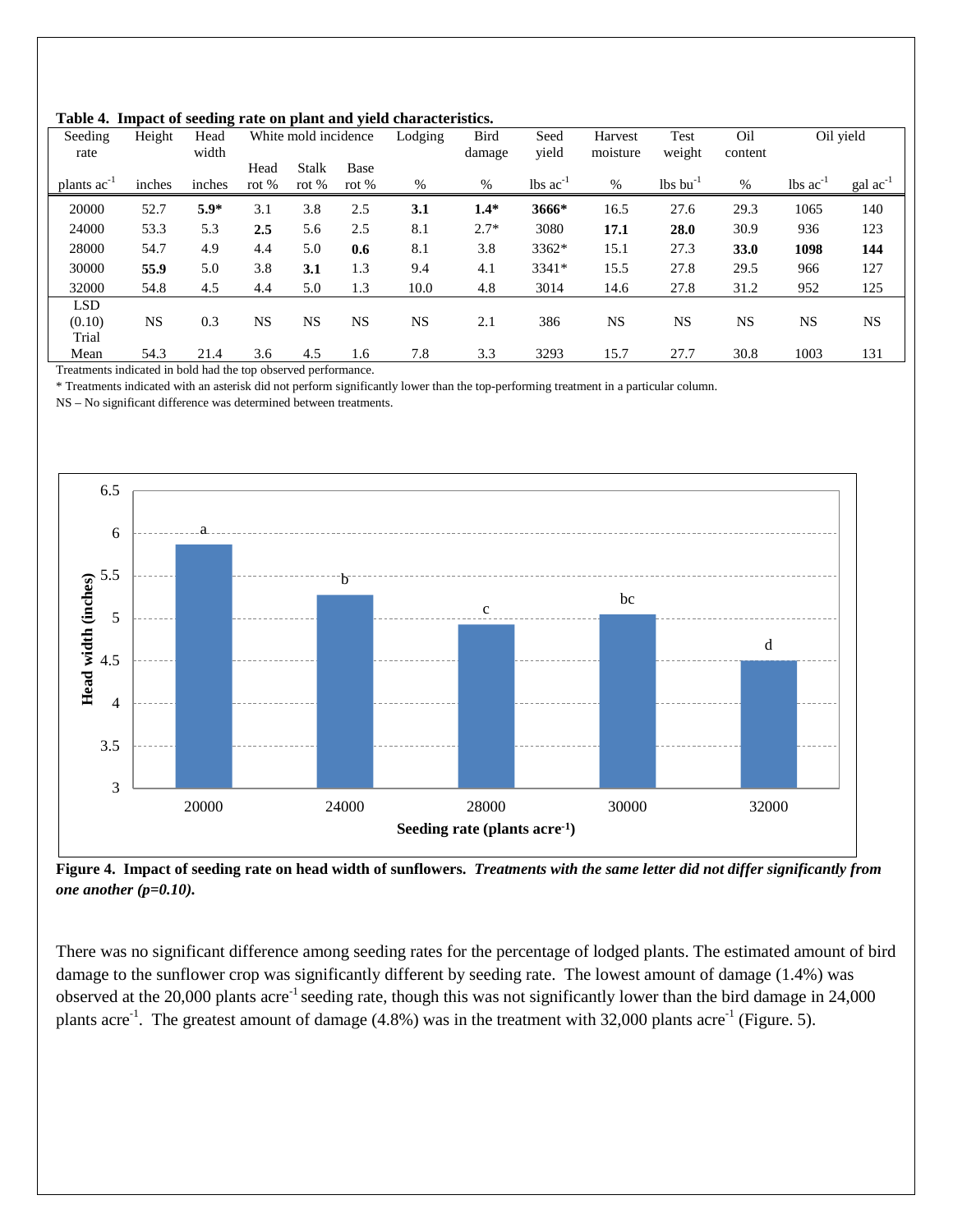**Table 4. Impact of seeding rate on plant and yield characteristics.**

| Seeding rate | Height | Head width | White mold incidence | | | Lodging | Bird damage | Seed yield | Harvest moisture | Test weight | Oil content | Oil yield | |
|---|---|---|---|---|---|---|---|---|---|---|---|---|---|
| | | | Head rot % | Stalk rot % | Base rot % | | | | | | | | |
| plants $ac^{-1}$ | inches | inches | | | | % | % | lbs $ac^{-1}$ | % | lbs $bu^{-1}$ | % | lbs $ac^{-1}$ | gal $ac^{-1}$ |
| 20000 | 52.7 | **5.9*** | 3.1 | 3.8 | 2.5 | **3.1** | **1.4*** | **3666*** | 16.5 | 27.6 | 29.3 | 1065 | 140 |
| 24000 | 53.3 | 5.3 | **2.5** | 5.6 | 2.5 | 8.1 | 2.7* | 3080 | **17.1** | **28.0** | 30.9 | 936 | 123 |
| 28000 | 54.7 | 4.9 | 4.4 | 5.0 | **0.6** | 8.1 | 3.8 | 3362* | 15.1 | 27.3 | **33.0** | **1098** | **144** |
| 30000 | **55.9** | 5.0 | 3.8 | **3.1** | 1.3 | 9.4 | 4.1 | 3341* | 15.5 | 27.8 | 29.5 | 966 | 127 |
| 32000 | 54.8 | 4.5 | 4.4 | 5.0 | 1.3 | 10.0 | 4.8 | 3014 | 14.6 | 27.8 | 31.2 | 952 | 125 |
| LSD (0.10) | NS | 0.3 | NS | NS | NS | NS | 2.1 | 386 | NS | NS | NS | NS | NS |
| Trial Mean | 54.3 | 21.4 | 3.6 | 4.5 | 1.6 | 7.8 | 3.3 | 3293 | 15.7 | 27.7 | 30.8 | 1003 | 131 |

Treatments indicated in bold had the top observed performance.

* Treatments indicated with an asterisk did not perform significantly lower than the top-performing treatment in a particular column.

NS – No significant difference was determined between treatments.

**Figure 4. Impact of seeding rate on head width of sunflowers.** ***Treatments with the same letter did not differ significantly from one another (p=0.10).***

There was no significant difference among seeding rates for the percentage of lodged plants. The estimated amount of bird damage to the sunflower crop was significantly different by seeding rate. The lowest amount of damage (1.4%) was observed at the 20,000 plants $acre^{-1}$ seeding rate, though this was not significantly lower than the bird damage in 24,000 plants $acre^{-1}$. The greatest amount of damage (4.8%) was in the treatment with 32,000 plants $acre^{-1}$ (Figure. 5).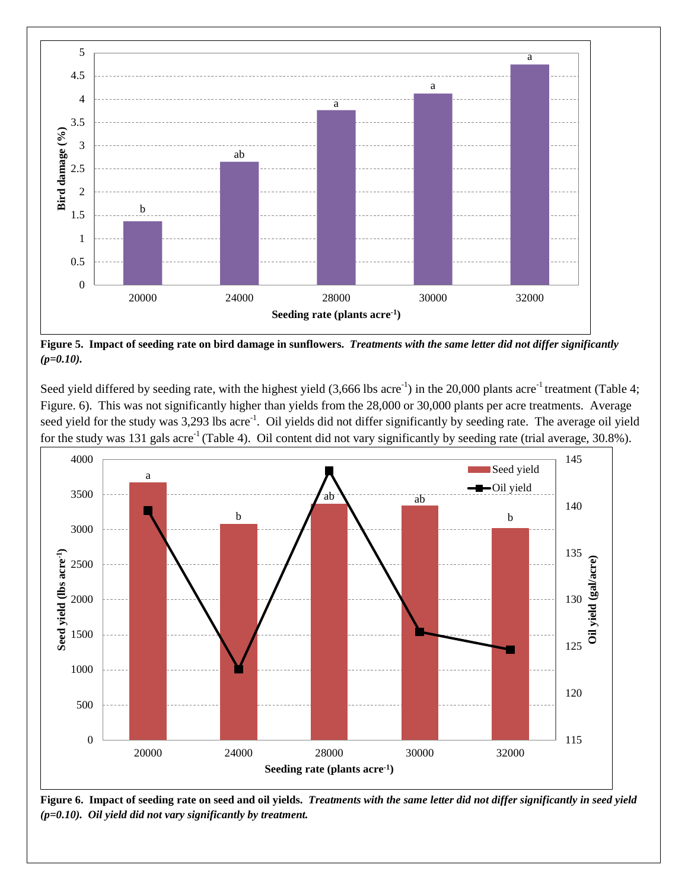**Figure 5. Impact of seeding rate on bird damage in sunflowers.** ***Treatments with the same letter did not differ significantly (p=0.10).***

Seed yield differed by seeding rate, with the highest yield (3,666 lbs acre$^{-1}$) in the 20,000 plants acre$^{-1}$ treatment (Table 4; Figure. 6). This was not significantly higher than yields from the 28,000 or 30,000 plants per acre treatments. Average seed yield for the study was 3,293 lbs acre$^{-1}$. Oil yields did not differ significantly by seeding rate. The average oil yield for the study was 131 gals acre$^{-1}$ (Table 4). Oil content did not vary significantly by seeding rate (trial average, 30.8%).

**Figure 6. Impact of seeding rate on seed and oil yields.** ***Treatments with the same letter did not differ significantly in seed yield (p=0.10). Oil yield did not vary significantly by treatment.***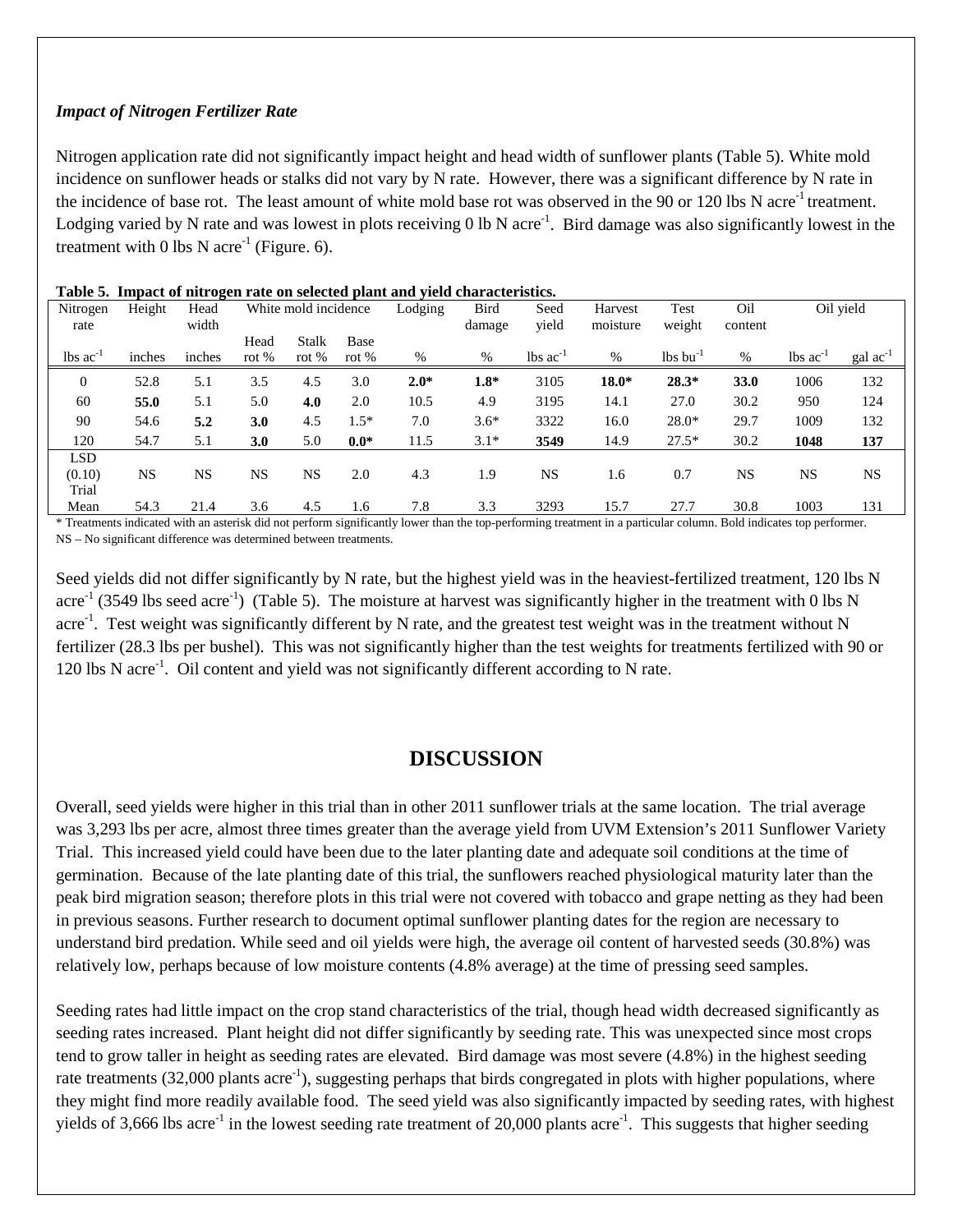### *Impact of Nitrogen Fertilizer Rate*

Nitrogen application rate did not significantly impact height and head width of sunflower plants (Table 5). White mold incidence on sunflower heads or stalks did not vary by N rate. However, there was a significant difference by N rate in the incidence of base rot. The least amount of white mold base rot was observed in the 90 or 120 lbs N acre$^{-1}$ treatment. Lodging varied by N rate and was lowest in plots receiving 0 lb N acre$^{-1}$. Bird damage was also significantly lowest in the treatment with 0 lbs N acre$^{-1}$ (Figure. 6).

**Table 5. Impact of nitrogen rate on selected plant and yield characteristics.**

| Nitrogen rate | Height | Head width | White mold incidence | | | Lodging | Bird damage | Seed yield | Harvest moisture | Test weight | Oil content | Oil yield | |
|---|---|---|---|---|---|---|---|---|---|---|---|---|---|
| | | | Head rot % | Stalk rot % | Base rot % | | | | | | | | |
| lbs ac$^{-1}$ | inches | inches | | | | % | % | lbs ac$^{-1}$ | % | lbs bu$^{-1}$ | % | lbs ac$^{-1}$ | gal ac$^{-1}$ |
| 0 | 52.8 | 5.1 | 3.5 | 4.5 | 3.0 | **2.0*** | **1.8*** | 3105 | **18.0*** | **28.3*** | **33.0** | 1006 | 132 |
| 60 | **55.0** | 5.1 | 5.0 | **4.0** | 2.0 | 10.5 | 4.9 | 3195 | 14.1 | 27.0 | 30.2 | 950 | 124 |
| 90 | 54.6 | **5.2** | **3.0** | 4.5 | 1.5* | 7.0 | 3.6* | 3322 | 16.0 | 28.0* | 29.7 | 1009 | 132 |
| 120 | 54.7 | 5.1 | **3.0** | 5.0 | **0.0*** | 11.5 | 3.1* | **3549** | 14.9 | 27.5* | 30.2 | **1048** | **137** |
| LSD (0.10) | NS | NS | NS | NS | 2.0 | 4.3 | 1.9 | NS | 1.6 | 0.7 | NS | NS | NS |
| Trial Mean | 54.3 | 21.4 | 3.6 | 4.5 | 1.6 | 7.8 | 3.3 | 3293 | 15.7 | 27.7 | 30.8 | 1003 | 131 |

\* Treatments indicated with an asterisk did not perform significantly lower than the top-performing treatment in a particular column. Bold indicates top performer.
NS – No significant difference was determined between treatments.

Seed yields did not differ significantly by N rate, but the highest yield was in the heaviest-fertilized treatment, 120 lbs N acre$^{-1}$ (3549 lbs seed acre$^{-1}$) (Table 5). The moisture at harvest was significantly higher in the treatment with 0 lbs N acre$^{-1}$. Test weight was significantly different by N rate, and the greatest test weight was in the treatment without N fertilizer (28.3 lbs per bushel). This was not significantly higher than the test weights for treatments fertilized with 90 or 120 lbs N acre$^{-1}$. Oil content and yield was not significantly different according to N rate.

## DISCUSSION

Overall, seed yields were higher in this trial than in other 2011 sunflower trials at the same location. The trial average was 3,293 lbs per acre, almost three times greater than the average yield from UVM Extension's 2011 Sunflower Variety Trial. This increased yield could have been due to the later planting date and adequate soil conditions at the time of germination. Because of the late planting date of this trial, the sunflowers reached physiological maturity later than the peak bird migration season; therefore plots in this trial were not covered with tobacco and grape netting as they had been in previous seasons. Further research to document optimal sunflower planting dates for the region are necessary to understand bird predation. While seed and oil yields were high, the average oil content of harvested seeds (30.8%) was relatively low, perhaps because of low moisture contents (4.8% average) at the time of pressing seed samples.

Seeding rates had little impact on the crop stand characteristics of the trial, though head width decreased significantly as seeding rates increased. Plant height did not differ significantly by seeding rate. This was unexpected since most crops tend to grow taller in height as seeding rates are elevated. Bird damage was most severe (4.8%) in the highest seeding rate treatments (32,000 plants acre$^{-1}$), suggesting perhaps that birds congregated in plots with higher populations, where they might find more readily available food. The seed yield was also significantly impacted by seeding rates, with highest yields of 3,666 lbs acre$^{-1}$ in the lowest seeding rate treatment of 20,000 plants acre$^{-1}$. This suggests that higher seeding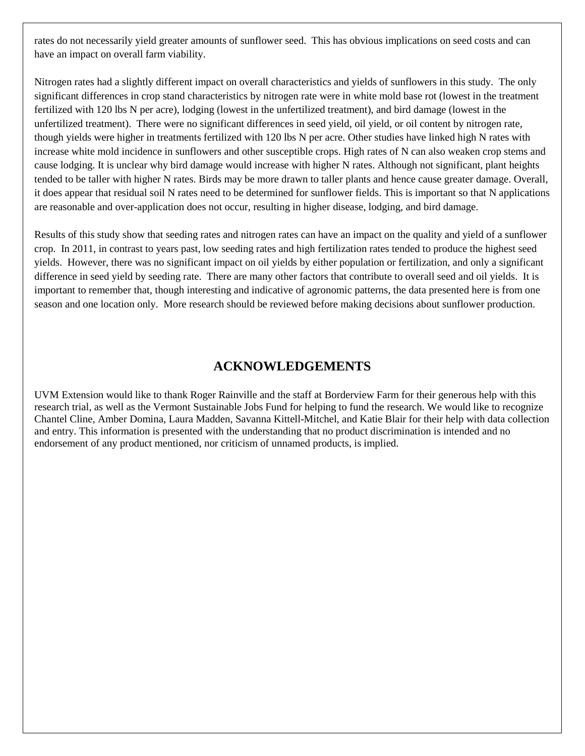rates do not necessarily yield greater amounts of sunflower seed. This has obvious implications on seed costs and can have an impact on overall farm viability.

Nitrogen rates had a slightly different impact on overall characteristics and yields of sunflowers in this study. The only significant differences in crop stand characteristics by nitrogen rate were in white mold base rot (lowest in the treatment fertilized with 120 lbs N per acre), lodging (lowest in the unfertilized treatment), and bird damage (lowest in the unfertilized treatment). There were no significant differences in seed yield, oil yield, or oil content by nitrogen rate, though yields were higher in treatments fertilized with 120 lbs N per acre. Other studies have linked high N rates with increase white mold incidence in sunflowers and other susceptible crops. High rates of N can also weaken crop stems and cause lodging. It is unclear why bird damage would increase with higher N rates. Although not significant, plant heights tended to be taller with higher N rates. Birds may be more drawn to taller plants and hence cause greater damage. Overall, it does appear that residual soil N rates need to be determined for sunflower fields. This is important so that N applications are reasonable and over-application does not occur, resulting in higher disease, lodging, and bird damage.

Results of this study show that seeding rates and nitrogen rates can have an impact on the quality and yield of a sunflower crop. In 2011, in contrast to years past, low seeding rates and high fertilization rates tended to produce the highest seed yields. However, there was no significant impact on oil yields by either population or fertilization, and only a significant difference in seed yield by seeding rate. There are many other factors that contribute to overall seed and oil yields. It is important to remember that, though interesting and indicative of agronomic patterns, the data presented here is from one season and one location only. More research should be reviewed before making decisions about sunflower production.

## ACKNOWLEDGEMENTS

UVM Extension would like to thank Roger Rainville and the staff at Borderview Farm for their generous help with this research trial, as well as the Vermont Sustainable Jobs Fund for helping to fund the research. We would like to recognize Chantel Cline, Amber Domina, Laura Madden, Savanna Kittell-Mitchel, and Katie Blair for their help with data collection and entry. This information is presented with the understanding that no product discrimination is intended and no endorsement of any product mentioned, nor criticism of unnamed products, is implied.